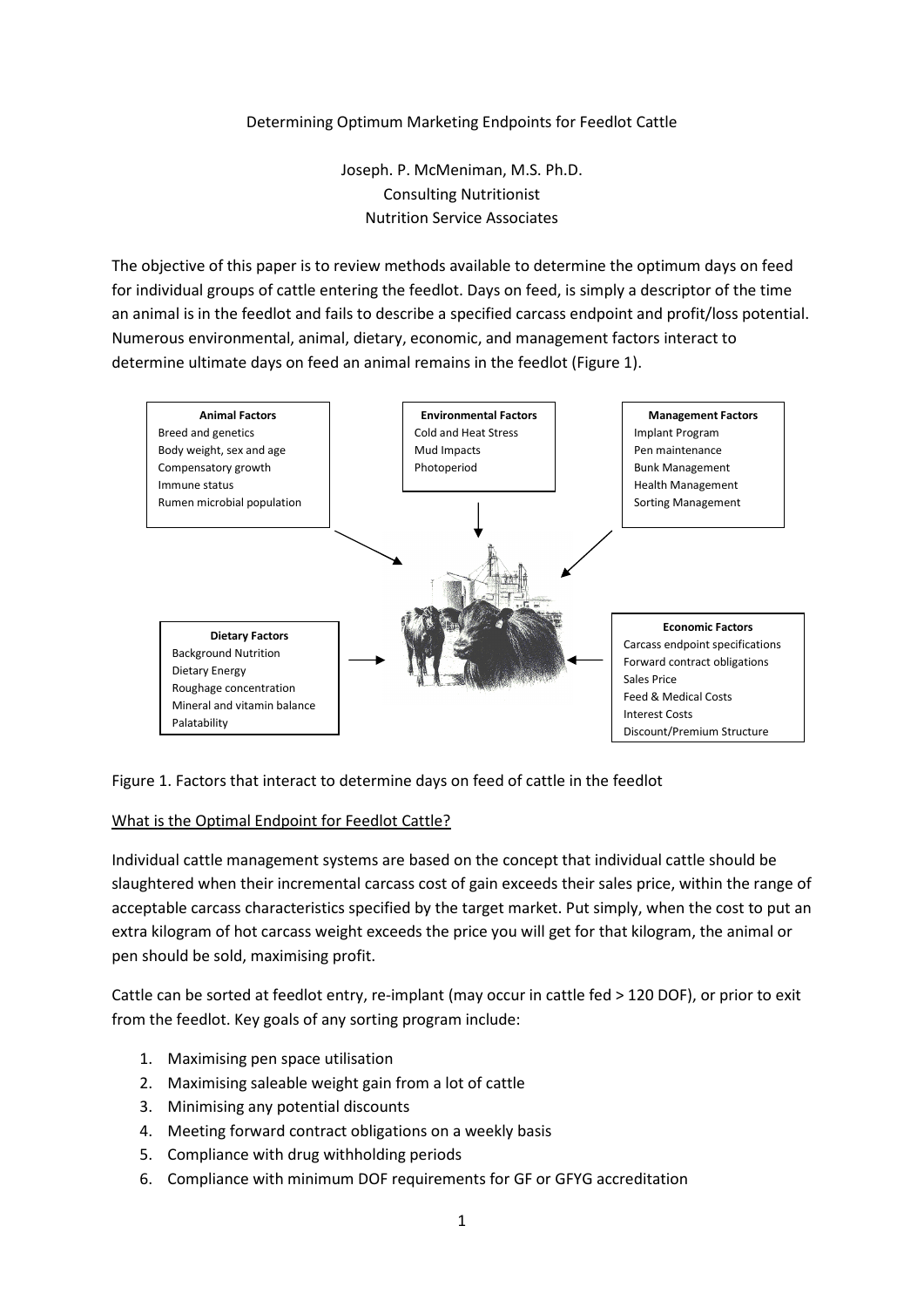Determining Optimum Marketing Endpoints for Feedlot Cattle

Joseph. P. McMeniman, M.S. Ph.D.
Consulting Nutritionist
Nutrition Service Associates

The objective of this paper is to review methods available to determine the optimum days on feed for individual groups of cattle entering the feedlot. Days on feed, is simply a descriptor of the time an animal is in the feedlot and fails to describe a specified carcass endpoint and profit/loss potential. Numerous environmental, animal, dietary, economic, and management factors interact to determine ultimate days on feed an animal remains in the feedlot (Figure 1).

**Animal Factors**
Breed and genetics
Body weight, sex and age
Compensatory growth
Immune status
Rumen microbial population

**Environmental Factors**
Cold and Heat Stress
Mud Impacts
Photoperiod

**Management Factors**
Implant Program
Pen maintenance
Bunk Management
Health Management
Sorting Management

**Dietary Factors**
Background Nutrition
Dietary Energy
Roughage concentration
Mineral and vitamin balance
Palatability

**Economic Factors**
Carcass endpoint specifications
Forward contract obligations
Sales Price
Feed & Medical Costs
Interest Costs
Discount/Premium Structure

Figure 1. Factors that interact to determine days on feed of cattle in the feedlot

## What is the Optimal Endpoint for Feedlot Cattle?

Individual cattle management systems are based on the concept that individual cattle should be slaughtered when their incremental carcass cost of gain exceeds their sales price, within the range of acceptable carcass characteristics specified by the target market. Put simply, when the cost to put an extra kilogram of hot carcass weight exceeds the price you will get for that kilogram, the animal or pen should be sold, maximising profit.

Cattle can be sorted at feedlot entry, re-implant (may occur in cattle fed > 120 DOF), or prior to exit from the feedlot. Key goals of any sorting program include:

1. Maximising pen space utilisation
2. Maximising saleable weight gain from a lot of cattle
3. Minimising any potential discounts
4. Meeting forward contract obligations on a weekly basis
5. Compliance with drug withholding periods
6. Compliance with minimum DOF requirements for GF or GFYG accreditation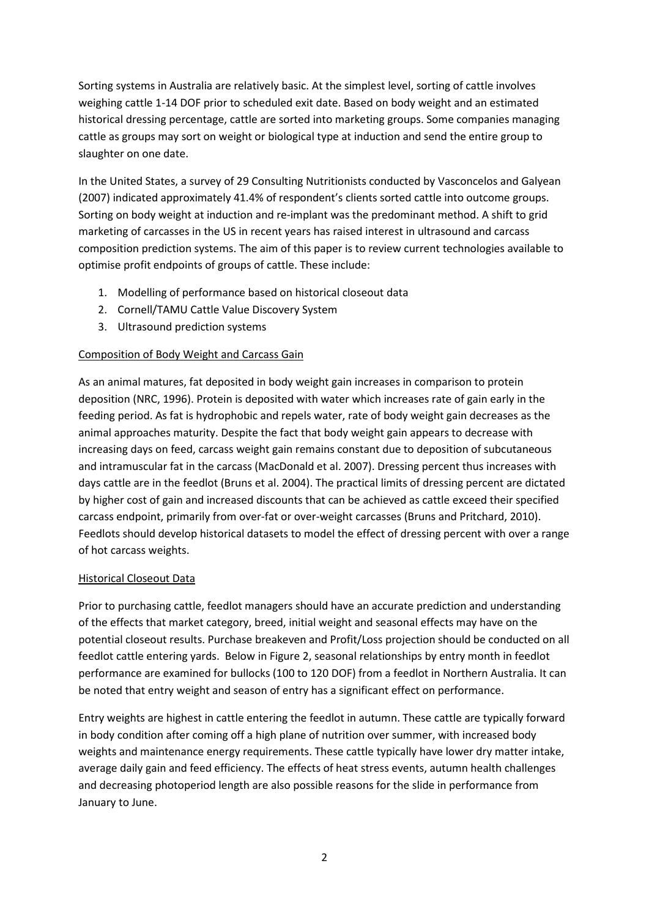Sorting systems in Australia are relatively basic. At the simplest level, sorting of cattle involves weighing cattle 1-14 DOF prior to scheduled exit date. Based on body weight and an estimated historical dressing percentage, cattle are sorted into marketing groups. Some companies managing cattle as groups may sort on weight or biological type at induction and send the entire group to slaughter on one date.

In the United States, a survey of 29 Consulting Nutritionists conducted by Vasconcelos and Galyean (2007) indicated approximately 41.4% of respondent's clients sorted cattle into outcome groups. Sorting on body weight at induction and re-implant was the predominant method. A shift to grid marketing of carcasses in the US in recent years has raised interest in ultrasound and carcass composition prediction systems. The aim of this paper is to review current technologies available to optimise profit endpoints of groups of cattle. These include:

1. Modelling of performance based on historical closeout data
2. Cornell/TAMU Cattle Value Discovery System
3. Ultrasound prediction systems

<u>Composition of Body Weight and Carcass Gain</u>

As an animal matures, fat deposited in body weight gain increases in comparison to protein deposition (NRC, 1996). Protein is deposited with water which increases rate of gain early in the feeding period. As fat is hydrophobic and repels water, rate of body weight gain decreases as the animal approaches maturity. Despite the fact that body weight gain appears to decrease with increasing days on feed, carcass weight gain remains constant due to deposition of subcutaneous and intramuscular fat in the carcass (MacDonald et al. 2007). Dressing percent thus increases with days cattle are in the feedlot (Bruns et al. 2004). The practical limits of dressing percent are dictated by higher cost of gain and increased discounts that can be achieved as cattle exceed their specified carcass endpoint, primarily from over-fat or over-weight carcasses (Bruns and Pritchard, 2010). Feedlots should develop historical datasets to model the effect of dressing percent with over a range of hot carcass weights.

<u>Historical Closeout Data</u>

Prior to purchasing cattle, feedlot managers should have an accurate prediction and understanding of the effects that market category, breed, initial weight and seasonal effects may have on the potential closeout results. Purchase breakeven and Profit/Loss projection should be conducted on all feedlot cattle entering yards. Below in Figure 2, seasonal relationships by entry month in feedlot performance are examined for bullocks (100 to 120 DOF) from a feedlot in Northern Australia. It can be noted that entry weight and season of entry has a significant effect on performance.

Entry weights are highest in cattle entering the feedlot in autumn. These cattle are typically forward in body condition after coming off a high plane of nutrition over summer, with increased body weights and maintenance energy requirements. These cattle typically have lower dry matter intake, average daily gain and feed efficiency. The effects of heat stress events, autumn health challenges and decreasing photoperiod length are also possible reasons for the slide in performance from January to June.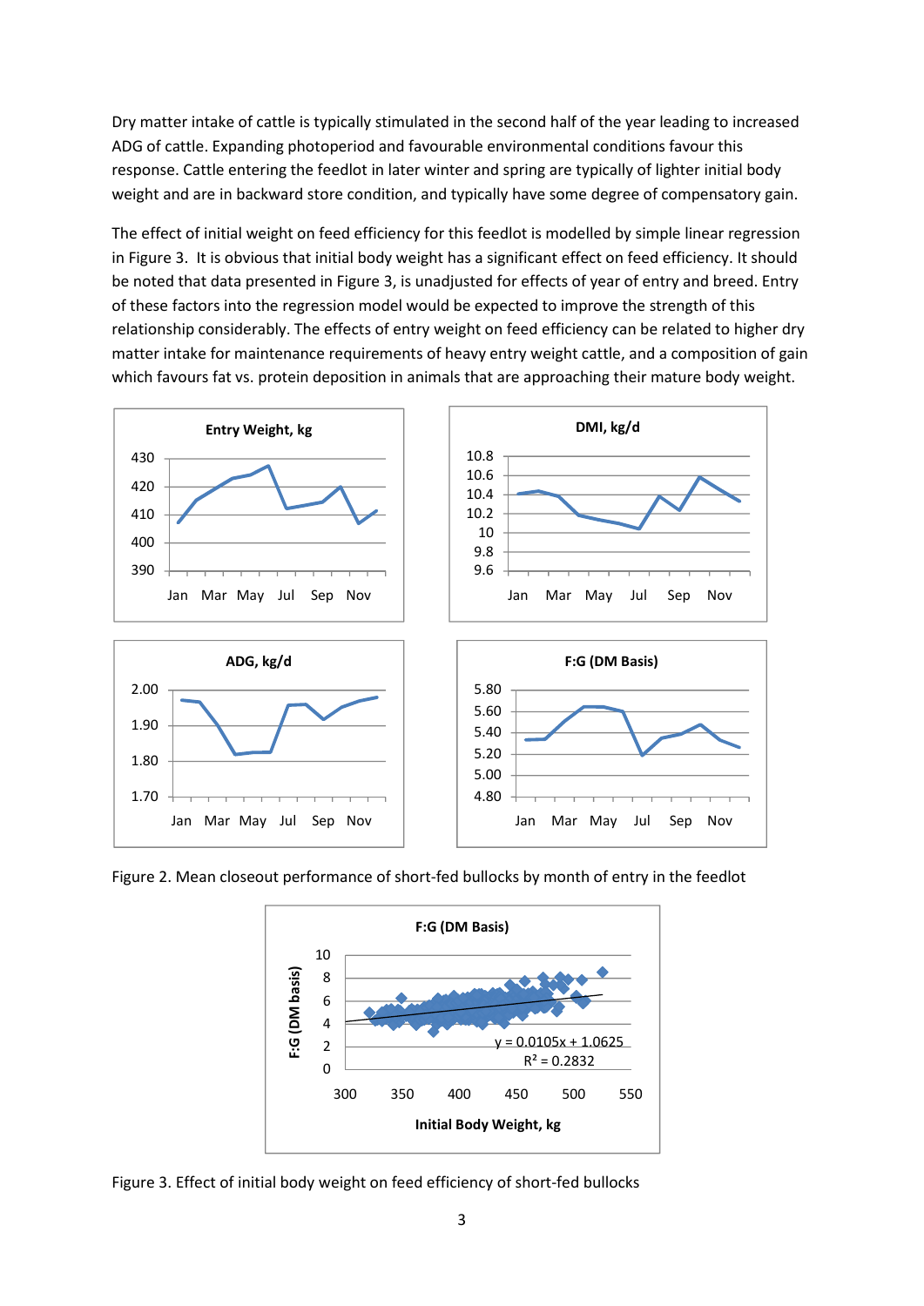Dry matter intake of cattle is typically stimulated in the second half of the year leading to increased ADG of cattle. Expanding photoperiod and favourable environmental conditions favour this response. Cattle entering the feedlot in later winter and spring are typically of lighter initial body weight and are in backward store condition, and typically have some degree of compensatory gain.

The effect of initial weight on feed efficiency for this feedlot is modelled by simple linear regression in Figure 3. It is obvious that initial body weight has a significant effect on feed efficiency. It should be noted that data presented in Figure 3, is unadjusted for effects of year of entry and breed. Entry of these factors into the regression model would be expected to improve the strength of this relationship considerably. The effects of entry weight on feed efficiency can be related to higher dry matter intake for maintenance requirements of heavy entry weight cattle, and a composition of gain which favours fat vs. protein deposition in animals that are approaching their mature body weight.

Figure 2. Mean closeout performance of short-fed bullocks by month of entry in the feedlot

Figure 3. Effect of initial body weight on feed efficiency of short-fed bullocks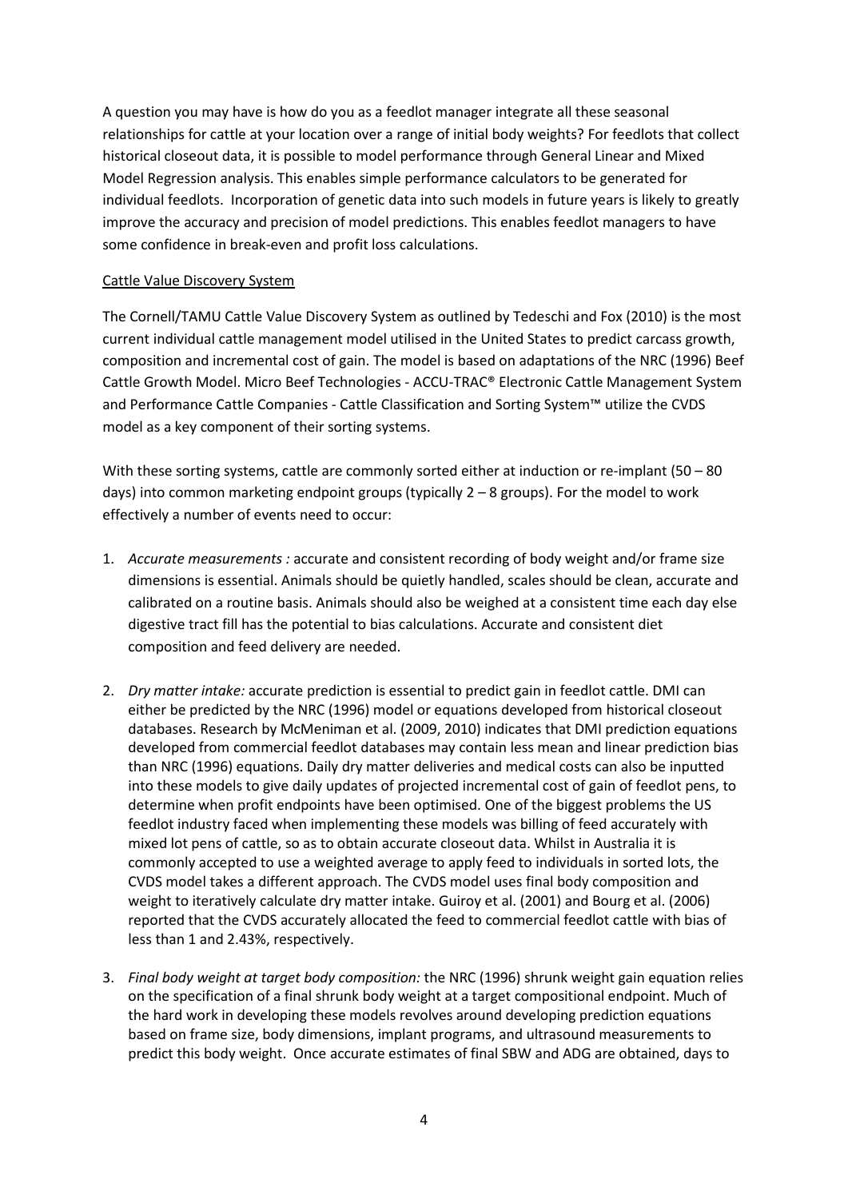A question you may have is how do you as a feedlot manager integrate all these seasonal relationships for cattle at your location over a range of initial body weights? For feedlots that collect historical closeout data, it is possible to model performance through General Linear and Mixed Model Regression analysis. This enables simple performance calculators to be generated for individual feedlots. Incorporation of genetic data into such models in future years is likely to greatly improve the accuracy and precision of model predictions. This enables feedlot managers to have some confidence in break-even and profit loss calculations.

<u>Cattle Value Discovery System</u>

The Cornell/TAMU Cattle Value Discovery System as outlined by Tedeschi and Fox (2010) is the most current individual cattle management model utilised in the United States to predict carcass growth, composition and incremental cost of gain. The model is based on adaptations of the NRC (1996) Beef Cattle Growth Model. Micro Beef Technologies - ACCU-TRAC® Electronic Cattle Management System and Performance Cattle Companies - Cattle Classification and Sorting System™ utilize the CVDS model as a key component of their sorting systems.

With these sorting systems, cattle are commonly sorted either at induction or re-implant (50 – 80 days) into common marketing endpoint groups (typically 2 – 8 groups). For the model to work effectively a number of events need to occur:

1. *Accurate measurements :* accurate and consistent recording of body weight and/or frame size dimensions is essential. Animals should be quietly handled, scales should be clean, accurate and calibrated on a routine basis. Animals should also be weighed at a consistent time each day else digestive tract fill has the potential to bias calculations. Accurate and consistent diet composition and feed delivery are needed.

2. *Dry matter intake:* accurate prediction is essential to predict gain in feedlot cattle. DMI can either be predicted by the NRC (1996) model or equations developed from historical closeout databases. Research by McMeniman et al. (2009, 2010) indicates that DMI prediction equations developed from commercial feedlot databases may contain less mean and linear prediction bias than NRC (1996) equations. Daily dry matter deliveries and medical costs can also be inputted into these models to give daily updates of projected incremental cost of gain of feedlot pens, to determine when profit endpoints have been optimised. One of the biggest problems the US feedlot industry faced when implementing these models was billing of feed accurately with mixed lot pens of cattle, so as to obtain accurate closeout data. Whilst in Australia it is commonly accepted to use a weighted average to apply feed to individuals in sorted lots, the CVDS model takes a different approach. The CVDS model uses final body composition and weight to iteratively calculate dry matter intake. Guiroy et al. (2001) and Bourg et al. (2006) reported that the CVDS accurately allocated the feed to commercial feedlot cattle with bias of less than 1 and 2.43%, respectively.

3. *Final body weight at target body composition:* the NRC (1996) shrunk weight gain equation relies on the specification of a final shrunk body weight at a target compositional endpoint. Much of the hard work in developing these models revolves around developing prediction equations based on frame size, body dimensions, implant programs, and ultrasound measurements to predict this body weight. Once accurate estimates of final SBW and ADG are obtained, days to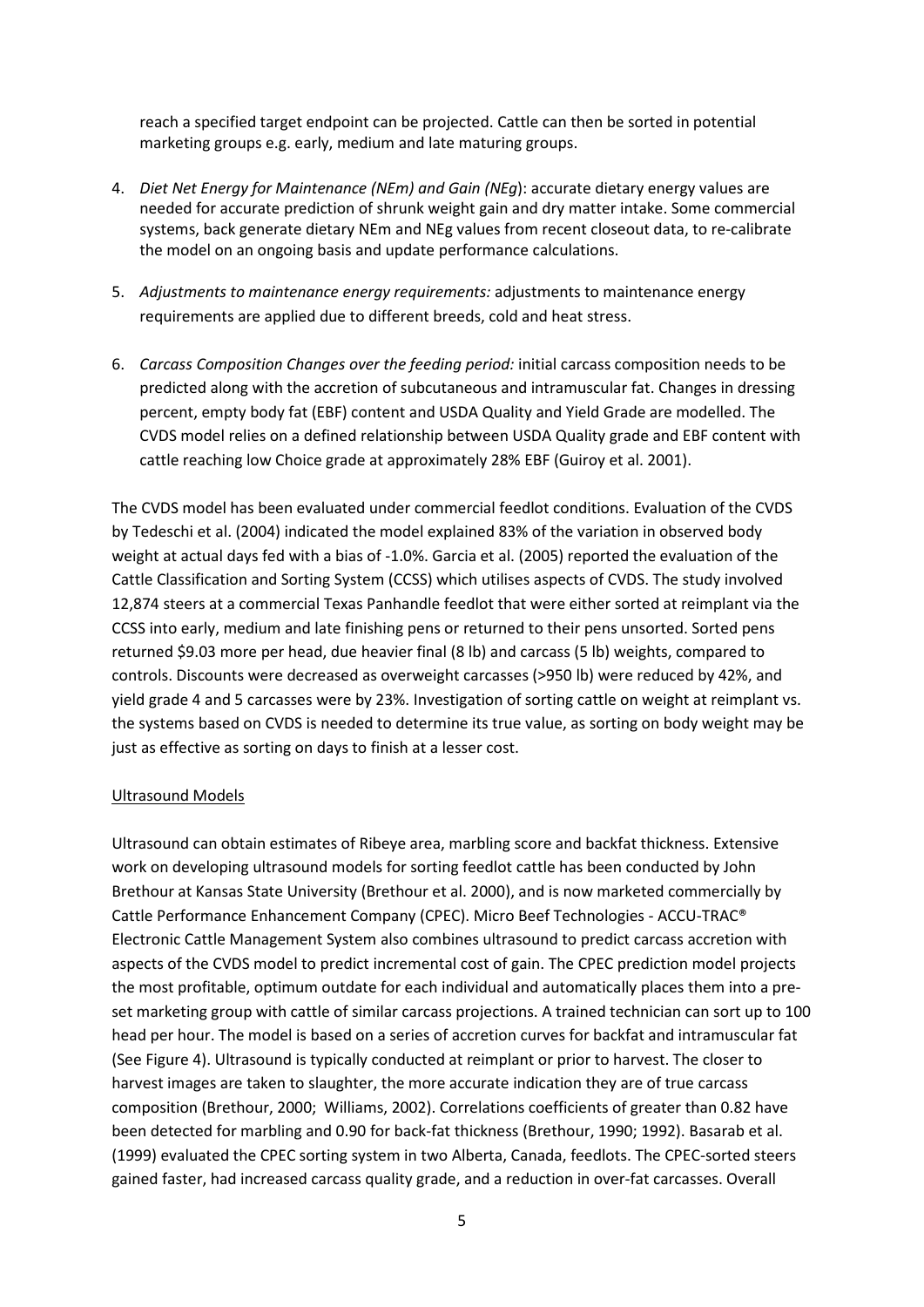reach a specified target endpoint can be projected. Cattle can then be sorted in potential marketing groups e.g. early, medium and late maturing groups.

4. *Diet Net Energy for Maintenance (NEm) and Gain (NEg*): accurate dietary energy values are needed for accurate prediction of shrunk weight gain and dry matter intake. Some commercial systems, back generate dietary NEm and NEg values from recent closeout data, to re-calibrate the model on an ongoing basis and update performance calculations.

5. *Adjustments to maintenance energy requirements:* adjustments to maintenance energy requirements are applied due to different breeds, cold and heat stress.

6. *Carcass Composition Changes over the feeding period:* initial carcass composition needs to be predicted along with the accretion of subcutaneous and intramuscular fat. Changes in dressing percent, empty body fat (EBF) content and USDA Quality and Yield Grade are modelled. The CVDS model relies on a defined relationship between USDA Quality grade and EBF content with cattle reaching low Choice grade at approximately 28% EBF (Guiroy et al. 2001).

The CVDS model has been evaluated under commercial feedlot conditions. Evaluation of the CVDS by Tedeschi et al. (2004) indicated the model explained 83% of the variation in observed body weight at actual days fed with a bias of -1.0%. Garcia et al. (2005) reported the evaluation of the Cattle Classification and Sorting System (CCSS) which utilises aspects of CVDS. The study involved 12,874 steers at a commercial Texas Panhandle feedlot that were either sorted at reimplant via the CCSS into early, medium and late finishing pens or returned to their pens unsorted. Sorted pens returned $9.03 more per head, due heavier final (8 lb) and carcass (5 lb) weights, compared to controls. Discounts were decreased as overweight carcasses (>950 lb) were reduced by 42%, and yield grade 4 and 5 carcasses were by 23%. Investigation of sorting cattle on weight at reimplant vs. the systems based on CVDS is needed to determine its true value, as sorting on body weight may be just as effective as sorting on days to finish at a lesser cost.

## Ultrasound Models

Ultrasound can obtain estimates of Ribeye area, marbling score and backfat thickness. Extensive work on developing ultrasound models for sorting feedlot cattle has been conducted by John Brethour at Kansas State University (Brethour et al. 2000), and is now marketed commercially by Cattle Performance Enhancement Company (CPEC). Micro Beef Technologies - ACCU-TRAC® Electronic Cattle Management System also combines ultrasound to predict carcass accretion with aspects of the CVDS model to predict incremental cost of gain. The CPEC prediction model projects the most profitable, optimum outdate for each individual and automatically places them into a pre-set marketing group with cattle of similar carcass projections. A trained technician can sort up to 100 head per hour. The model is based on a series of accretion curves for backfat and intramuscular fat (See Figure 4). Ultrasound is typically conducted at reimplant or prior to harvest. The closer to harvest images are taken to slaughter, the more accurate indication they are of true carcass composition (Brethour, 2000; Williams, 2002). Correlations coefficients of greater than 0.82 have been detected for marbling and 0.90 for back-fat thickness (Brethour, 1990; 1992). Basarab et al. (1999) evaluated the CPEC sorting system in two Alberta, Canada, feedlots. The CPEC-sorted steers gained faster, had increased carcass quality grade, and a reduction in over-fat carcasses. Overall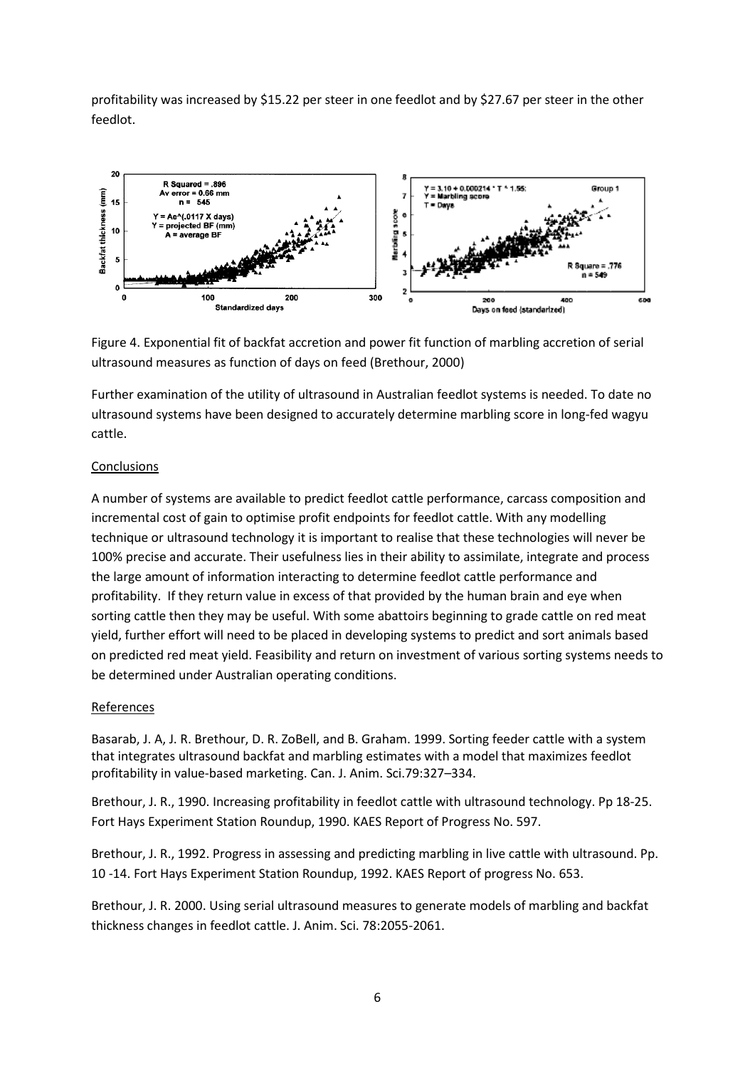profitability was increased by $15.22 per steer in one feedlot and by $27.67 per steer in the other feedlot.

Figure 4. Exponential fit of backfat accretion and power fit function of marbling accretion of serial ultrasound measures as function of days on feed (Brethour, 2000)

Further examination of the utility of ultrasound in Australian feedlot systems is needed. To date no ultrasound systems have been designed to accurately determine marbling score in long-fed wagyu cattle.

## Conclusions

A number of systems are available to predict feedlot cattle performance, carcass composition and incremental cost of gain to optimise profit endpoints for feedlot cattle. With any modelling technique or ultrasound technology it is important to realise that these technologies will never be 100% precise and accurate. Their usefulness lies in their ability to assimilate, integrate and process the large amount of information interacting to determine feedlot cattle performance and profitability. If they return value in excess of that provided by the human brain and eye when sorting cattle then they may be useful. With some abattoirs beginning to grade cattle on red meat yield, further effort will need to be placed in developing systems to predict and sort animals based on predicted red meat yield. Feasibility and return on investment of various sorting systems needs to be determined under Australian operating conditions.

## References

Basarab, J. A, J. R. Brethour, D. R. ZoBell, and B. Graham. 1999. Sorting feeder cattle with a system that integrates ultrasound backfat and marbling estimates with a model that maximizes feedlot profitability in value-based marketing. Can. J. Anim. Sci.79:327–334.

Brethour, J. R., 1990. Increasing profitability in feedlot cattle with ultrasound technology. Pp 18-25. Fort Hays Experiment Station Roundup, 1990. KAES Report of Progress No. 597.

Brethour, J. R., 1992. Progress in assessing and predicting marbling in live cattle with ultrasound. Pp. 10 -14. Fort Hays Experiment Station Roundup, 1992. KAES Report of progress No. 653.

Brethour, J. R. 2000. Using serial ultrasound measures to generate models of marbling and backfat thickness changes in feedlot cattle. J. Anim. Sci. 78:2055-2061.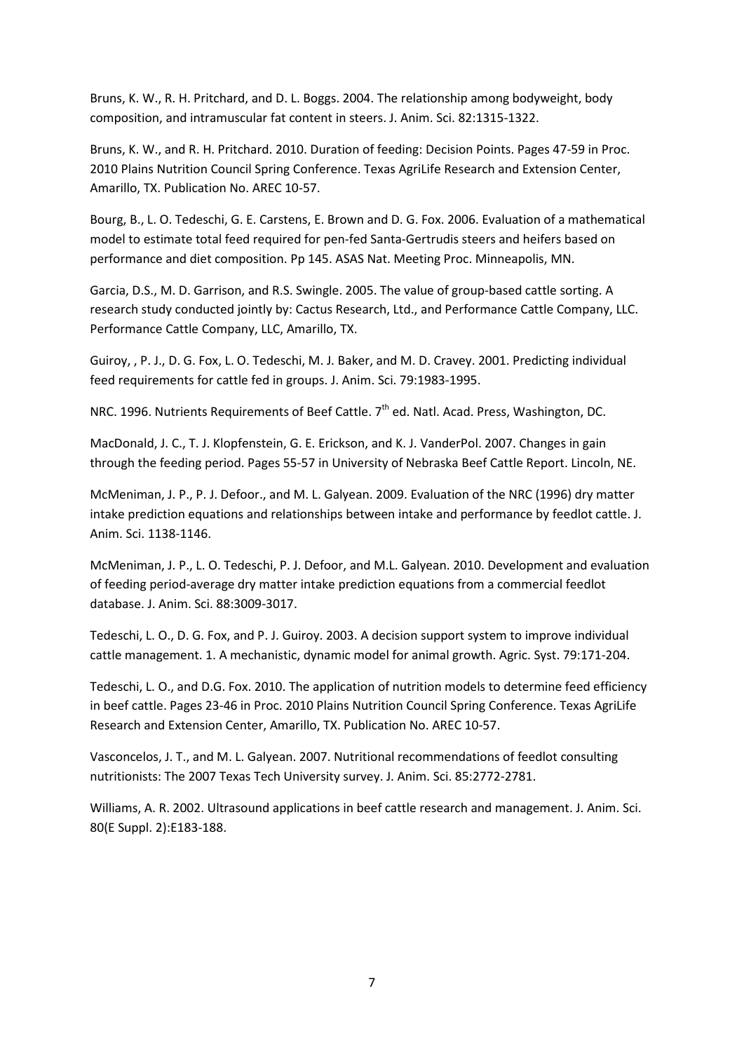Bruns, K. W., R. H. Pritchard, and D. L. Boggs. 2004. The relationship among bodyweight, body composition, and intramuscular fat content in steers. J. Anim. Sci. 82:1315-1322.

Bruns, K. W., and R. H. Pritchard. 2010. Duration of feeding: Decision Points. Pages 47-59 in Proc. 2010 Plains Nutrition Council Spring Conference. Texas AgriLife Research and Extension Center, Amarillo, TX. Publication No. AREC 10-57.

Bourg, B., L. O. Tedeschi, G. E. Carstens, E. Brown and D. G. Fox. 2006. Evaluation of a mathematical model to estimate total feed required for pen-fed Santa-Gertrudis steers and heifers based on performance and diet composition. Pp 145. ASAS Nat. Meeting Proc. Minneapolis, MN.

Garcia, D.S., M. D. Garrison, and R.S. Swingle. 2005. The value of group-based cattle sorting. A research study conducted jointly by: Cactus Research, Ltd., and Performance Cattle Company, LLC. Performance Cattle Company, LLC, Amarillo, TX.

Guiroy, , P. J., D. G. Fox, L. O. Tedeschi, M. J. Baker, and M. D. Cravey. 2001. Predicting individual feed requirements for cattle fed in groups. J. Anim. Sci. 79:1983-1995.

NRC. 1996. Nutrients Requirements of Beef Cattle. 7th ed. Natl. Acad. Press, Washington, DC.

MacDonald, J. C., T. J. Klopfenstein, G. E. Erickson, and K. J. VanderPol. 2007. Changes in gain through the feeding period. Pages 55-57 in University of Nebraska Beef Cattle Report. Lincoln, NE.

McMeniman, J. P., P. J. Defoor., and M. L. Galyean. 2009. Evaluation of the NRC (1996) dry matter intake prediction equations and relationships between intake and performance by feedlot cattle. J. Anim. Sci. 1138-1146.

McMeniman, J. P., L. O. Tedeschi, P. J. Defoor, and M.L. Galyean. 2010. Development and evaluation of feeding period-average dry matter intake prediction equations from a commercial feedlot database. J. Anim. Sci. 88:3009-3017.

Tedeschi, L. O., D. G. Fox, and P. J. Guiroy. 2003. A decision support system to improve individual cattle management. 1. A mechanistic, dynamic model for animal growth. Agric. Syst. 79:171-204.

Tedeschi, L. O., and D.G. Fox. 2010. The application of nutrition models to determine feed efficiency in beef cattle. Pages 23-46 in Proc. 2010 Plains Nutrition Council Spring Conference. Texas AgriLife Research and Extension Center, Amarillo, TX. Publication No. AREC 10-57.

Vasconcelos, J. T., and M. L. Galyean. 2007. Nutritional recommendations of feedlot consulting nutritionists: The 2007 Texas Tech University survey. J. Anim. Sci. 85:2772-2781.

Williams, A. R. 2002. Ultrasound applications in beef cattle research and management. J. Anim. Sci. 80(E Suppl. 2):E183-188.